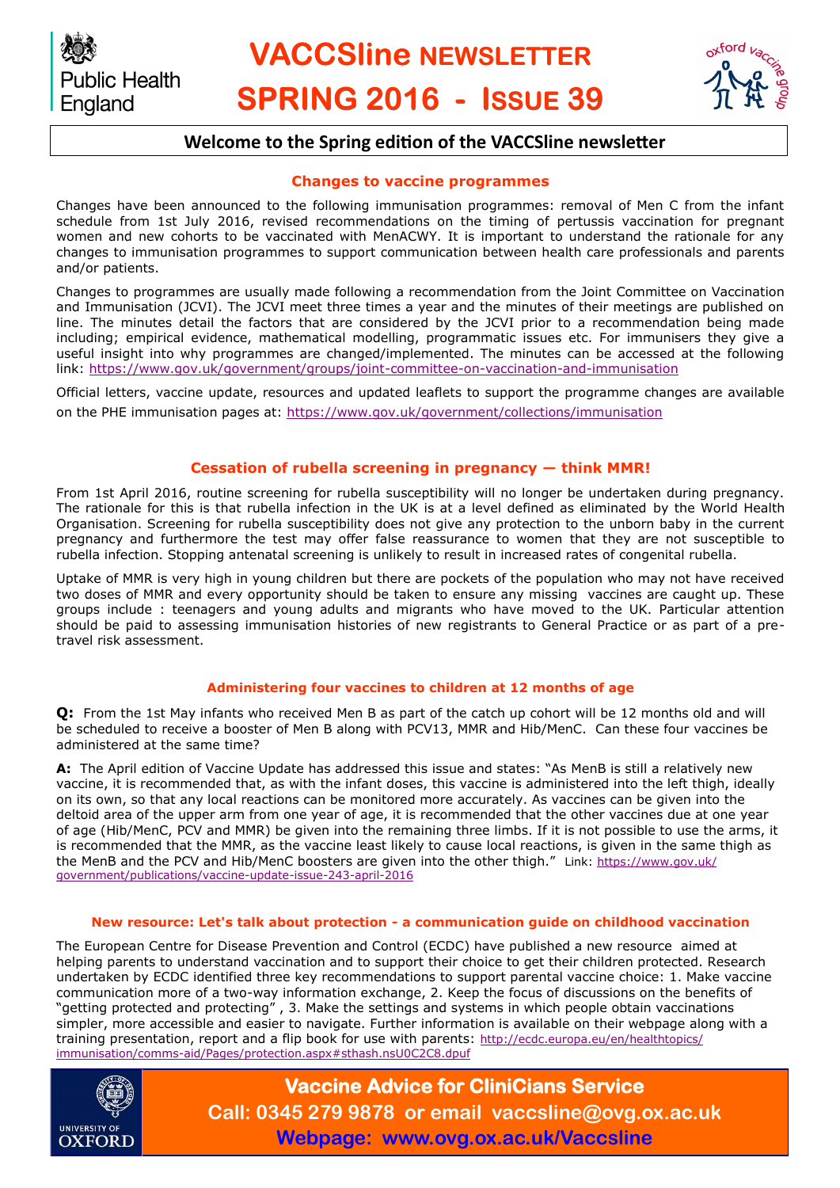Public Health England

# VACCSline NEWSLETTER SPRING 2016 - ISSUE 39

oxford vaccine group

## Welcome to the Spring edition of the VACCSline newsletter

### Changes to vaccine programmes

Changes have been announced to the following immunisation programmes: removal of Men C from the infant schedule from 1st July 2016, revised recommendations on the timing of pertussis vaccination for pregnant women and new cohorts to be vaccinated with MenACWY. It is important to understand the rationale for any changes to immunisation programmes to support communication between health care professionals and parents and/or patients.

Changes to programmes are usually made following a recommendation from the Joint Committee on Vaccination and Immunisation (JCVI). The JCVI meet three times a year and the minutes of their meetings are published on line. The minutes detail the factors that are considered by the JCVI prior to a recommendation being made including; empirical evidence, mathematical modelling, programmatic issues etc. For immunisers they give a useful insight into why programmes are changed/implemented. The minutes can be accessed at the following link: https://www.gov.uk/government/groups/joint-committee-on-vaccination-and-immunisation

Official letters, vaccine update, resources and updated leaflets to support the programme changes are available on the PHE immunisation pages at: https://www.gov.uk/government/collections/immunisation

### Cessation of rubella screening in pregnancy — think MMR!

From 1st April 2016, routine screening for rubella susceptibility will no longer be undertaken during pregnancy. The rationale for this is that rubella infection in the UK is at a level defined as eliminated by the World Health Organisation. Screening for rubella susceptibility does not give any protection to the unborn baby in the current pregnancy and furthermore the test may offer false reassurance to women that they are not susceptible to rubella infection. Stopping antenatal screening is unlikely to result in increased rates of congenital rubella.

Uptake of MMR is very high in young children but there are pockets of the population who may not have received two doses of MMR and every opportunity should be taken to ensure any missing vaccines are caught up. These groups include : teenagers and young adults and migrants who have moved to the UK. Particular attention should be paid to assessing immunisation histories of new registrants to General Practice or as part of a pre-travel risk assessment.

### Administering four vaccines to children at 12 months of age

**Q:** From the 1st May infants who received Men B as part of the catch up cohort will be 12 months old and will be scheduled to receive a booster of Men B along with PCV13, MMR and Hib/MenC. Can these four vaccines be administered at the same time?

**A:** The April edition of Vaccine Update has addressed this issue and states: "As MenB is still a relatively new vaccine, it is recommended that, as with the infant doses, this vaccine is administered into the left thigh, ideally on its own, so that any local reactions can be monitored more accurately. As vaccines can be given into the deltoid area of the upper arm from one year of age, it is recommended that the other vaccines due at one year of age (Hib/MenC, PCV and MMR) be given into the remaining three limbs. If it is not possible to use the arms, it is recommended that the MMR, as the vaccine least likely to cause local reactions, is given in the same thigh as the MenB and the PCV and Hib/MenC boosters are given into the other thigh." Link: https://www.gov.uk/government/publications/vaccine-update-issue-243-april-2016

### New resource: Let's talk about protection - a communication guide on childhood vaccination

The European Centre for Disease Prevention and Control (ECDC) have published a new resource aimed at helping parents to understand vaccination and to support their choice to get their children protected. Research undertaken by ECDC identified three key recommendations to support parental vaccine choice: 1. Make vaccine communication more of a two-way information exchange, 2. Keep the focus of discussions on the benefits of "getting protected and protecting" , 3. Make the settings and systems in which people obtain vaccinations simpler, more accessible and easier to navigate. Further information is available on their webpage along with a training presentation, report and a flip book for use with parents: http://ecdc.europa.eu/en/healthtopics/immunisation/comms-aid/Pages/protection.aspx#sthash.nsU0C2C8.dpuf

UNIVERSITY OF OXFORD

**Vaccine Advice for CliniCians Service**
**Call: 0345 279 9878 or email vaccsline@ovg.ox.ac.uk**
**Webpage: www.ovg.ox.ac.uk/Vaccsline**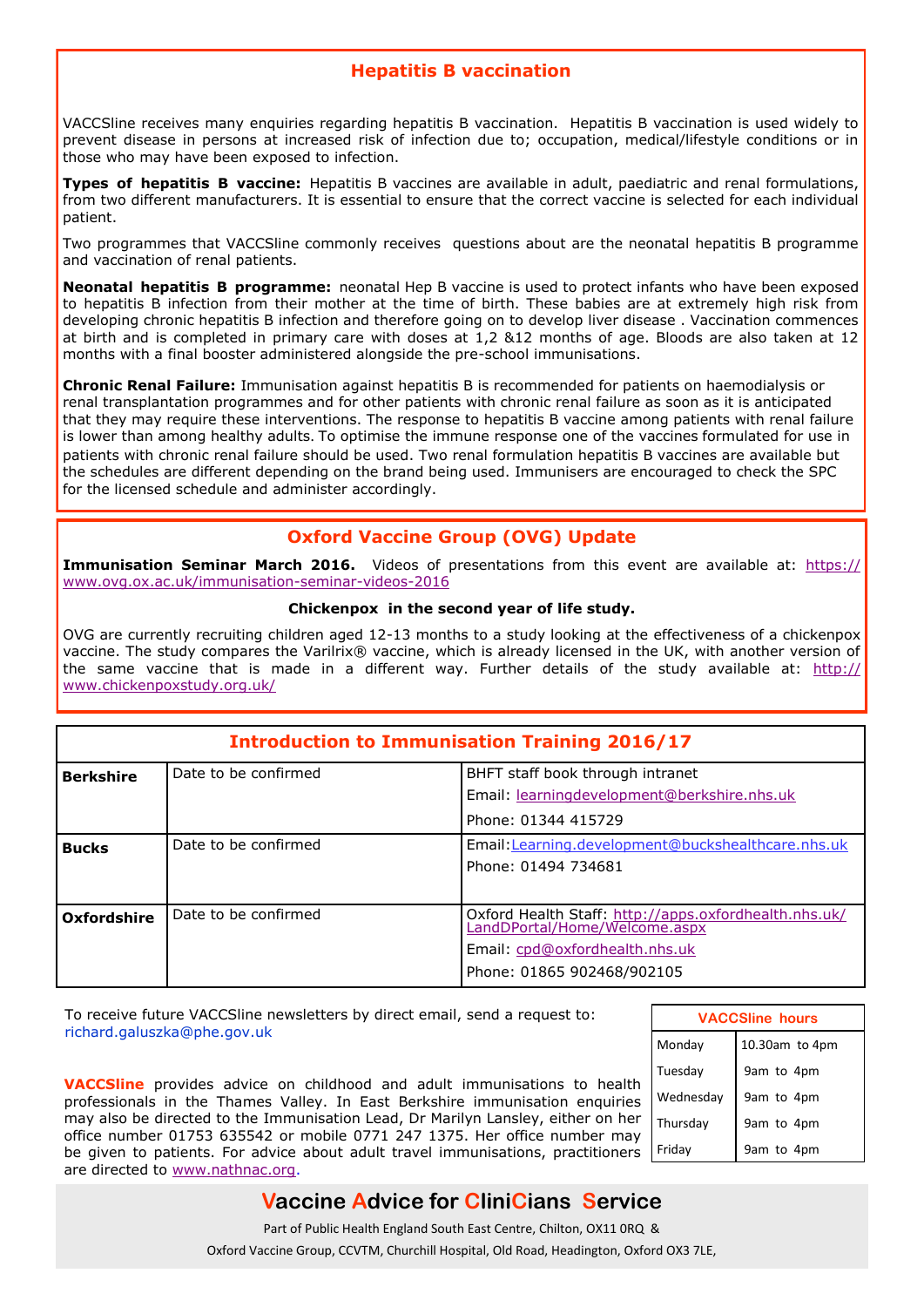## Hepatitis B vaccination

VACCSline receives many enquiries regarding hepatitis B vaccination. Hepatitis B vaccination is used widely to prevent disease in persons at increased risk of infection due to; occupation, medical/lifestyle conditions or in those who may have been exposed to infection.

**Types of hepatitis B vaccine:** Hepatitis B vaccines are available in adult, paediatric and renal formulations, from two different manufacturers. It is essential to ensure that the correct vaccine is selected for each individual patient.

Two programmes that VACCSline commonly receives questions about are the neonatal hepatitis B programme and vaccination of renal patients.

**Neonatal hepatitis B programme:** neonatal Hep B vaccine is used to protect infants who have been exposed to hepatitis B infection from their mother at the time of birth. These babies are at extremely high risk from developing chronic hepatitis B infection and therefore going on to develop liver disease . Vaccination commences at birth and is completed in primary care with doses at 1,2 &12 months of age. Bloods are also taken at 12 months with a final booster administered alongside the pre-school immunisations.

**Chronic Renal Failure:** Immunisation against hepatitis B is recommended for patients on haemodialysis or renal transplantation programmes and for other patients with chronic renal failure as soon as it is anticipated that they may require these interventions. The response to hepatitis B vaccine among patients with renal failure is lower than among healthy adults. To optimise the immune response one of the vaccines formulated for use in patients with chronic renal failure should be used. Two renal formulation hepatitis B vaccines are available but the schedules are different depending on the brand being used. Immunisers are encouraged to check the SPC for the licensed schedule and administer accordingly.

## Oxford Vaccine Group (OVG) Update

**Immunisation Seminar March 2016.** Videos of presentations from this event are available at: https://www.ovg.ox.ac.uk/immunisation-seminar-videos-2016

**Chickenpox in the second year of life study.**

OVG are currently recruiting children aged 12-13 months to a study looking at the effectiveness of a chickenpox vaccine. The study compares the Varilrix® vaccine, which is already licensed in the UK, with another version of the same vaccine that is made in a different way. Further details of the study available at: http://www.chickenpoxstudy.org.uk/

## Introduction to Immunisation Training 2016/17

| | | |
|---|---|---|
| **Berkshire** | Date to be confirmed | BHFT staff book through intranet<br>Email: learningdevelopment@berkshire.nhs.uk<br>Phone: 01344 415729 |
| **Bucks** | Date to be confirmed | Email: Learning.development@buckshealthcare.nhs.uk<br>Phone: 01494 734681 |
| **Oxfordshire** | Date to be confirmed | Oxford Health Staff: http://apps.oxfordhealth.nhs.uk/LandDPortal/Home/Welcome.aspx<br>Email: cpd@oxfordhealth.nhs.uk<br>Phone: 01865 902468/902105 |

To receive future VACCSline newsletters by direct email, send a request to: richard.galuszka@phe.gov.uk

**VACCSline** provides advice on childhood and adult immunisations to health professionals in the Thames Valley. In East Berkshire immunisation enquiries may also be directed to the Immunisation Lead, Dr Marilyn Lansley, either on her office number 01753 635542 or mobile 0771 247 1375. Her office number may be given to patients. For advice about adult travel immunisations, practitioners are directed to www.nathnac.org.

| VACCSline hours | |
|---|---|
| Monday | 10.30am to 4pm |
| Tuesday | 9am to 4pm |
| Wednesday | 9am to 4pm |
| Thursday | 9am to 4pm |
| Friday | 9am to 4pm |

## Vaccine Advice for CliniCians Service

Part of Public Health England South East Centre, Chilton, OX11 0RQ &

Oxford Vaccine Group, CCVTM, Churchill Hospital, Old Road, Headington, Oxford OX3 7LE,